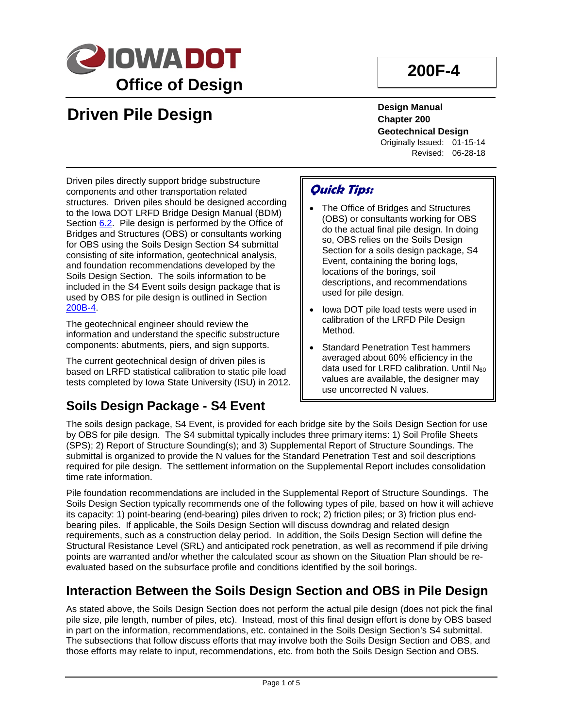# Iowa DOT Office of Design

# 200F-4

# Driven Pile Design

**Design Manual**
**Chapter 200**
**Geotechnical Design**
Originally Issued: 01-15-14
Revised: 06-28-18

Driven piles directly support bridge substructure components and other transportation related structures. Driven piles should be designed according to the Iowa DOT LRFD Bridge Design Manual (BDM) Section 6.2. Pile design is performed by the Office of Bridges and Structures (OBS) or consultants working for OBS using the Soils Design Section S4 submittal consisting of site information, geotechnical analysis, and foundation recommendations developed by the Soils Design Section. The soils information to be included in the S4 Event soils design package that is used by OBS for pile design is outlined in Section 200B-4.

The geotechnical engineer should review the information and understand the specific substructure components: abutments, piers, and sign supports.

The current geotechnical design of driven piles is based on LRFD statistical calibration to static pile load tests completed by Iowa State University (ISU) in 2012.

> ***Quick Tips:***
>
> - The Office of Bridges and Structures (OBS) or consultants working for OBS do the actual final pile design. In doing so, OBS relies on the Soils Design Section for a soils design package, S4 Event, containing the boring logs, locations of the borings, soil descriptions, and recommendations used for pile design.
> - Iowa DOT pile load tests were used in calibration of the LRFD Pile Design Method.
> - Standard Penetration Test hammers averaged about 60% efficiency in the data used for LRFD calibration. Until $N_{60}$ values are available, the designer may use uncorrected N values.

## Soils Design Package - S4 Event

The soils design package, S4 Event, is provided for each bridge site by the Soils Design Section for use by OBS for pile design. The S4 submittal typically includes three primary items: 1) Soil Profile Sheets (SPS); 2) Report of Structure Sounding(s); and 3) Supplemental Report of Structure Soundings. The submittal is organized to provide the N values for the Standard Penetration Test and soil descriptions required for pile design. The settlement information on the Supplemental Report includes consolidation time rate information.

Pile foundation recommendations are included in the Supplemental Report of Structure Soundings. The Soils Design Section typically recommends one of the following types of pile, based on how it will achieve its capacity: 1) point-bearing (end-bearing) piles driven to rock; 2) friction piles; or 3) friction plus end-bearing piles. If applicable, the Soils Design Section will discuss downdrag and related design requirements, such as a construction delay period. In addition, the Soils Design Section will define the Structural Resistance Level (SRL) and anticipated rock penetration, as well as recommend if pile driving points are warranted and/or whether the calculated scour as shown on the Situation Plan should be re-evaluated based on the subsurface profile and conditions identified by the soil borings.

## Interaction Between the Soils Design Section and OBS in Pile Design

As stated above, the Soils Design Section does not perform the actual pile design (does not pick the final pile size, pile length, number of piles, etc). Instead, most of this final design effort is done by OBS based in part on the information, recommendations, etc. contained in the Soils Design Section's S4 submittal. The subsections that follow discuss efforts that may involve both the Soils Design Section and OBS, and those efforts may relate to input, recommendations, etc. from both the Soils Design Section and OBS.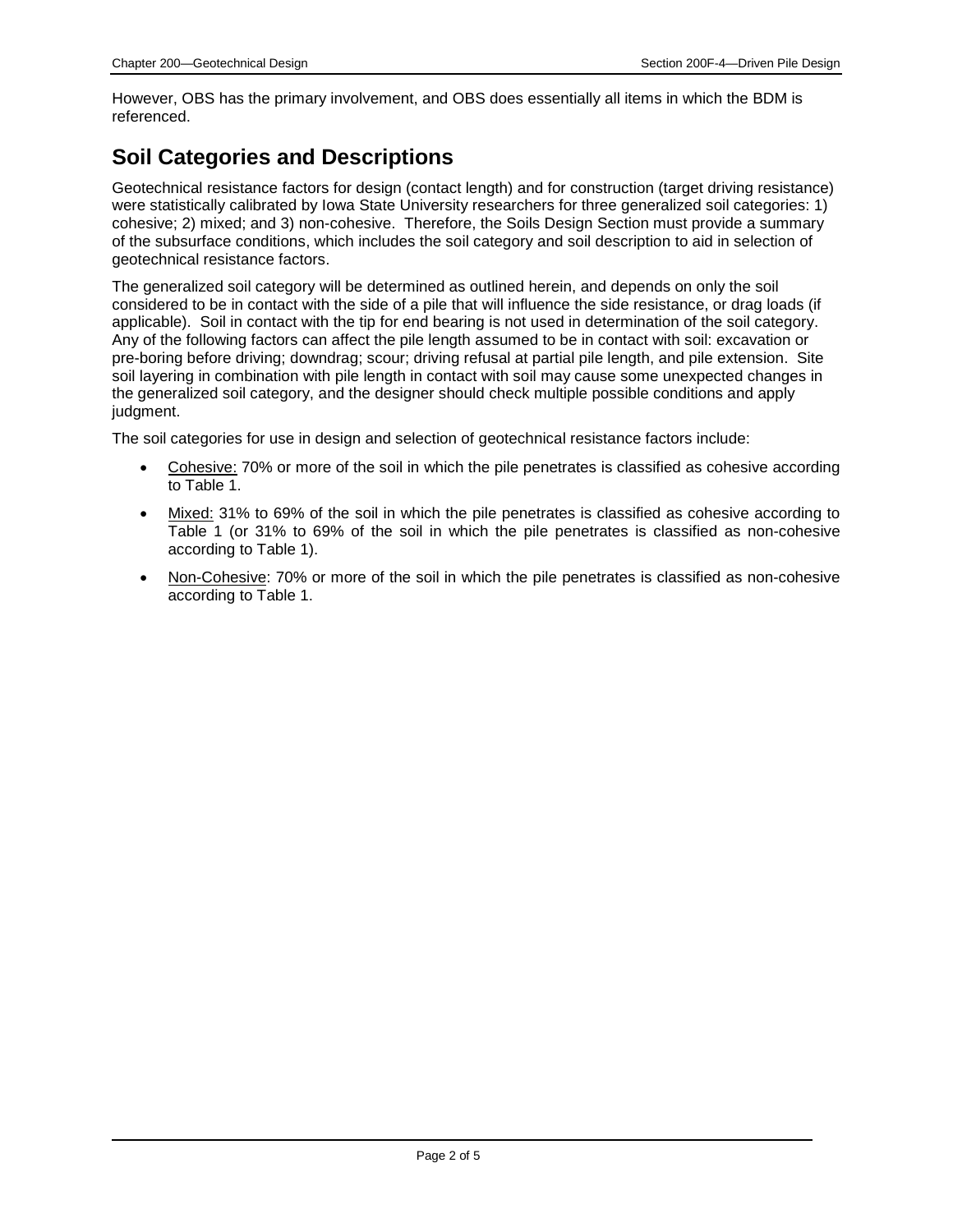However, OBS has the primary involvement, and OBS does essentially all items in which the BDM is referenced.

## Soil Categories and Descriptions

Geotechnical resistance factors for design (contact length) and for construction (target driving resistance) were statistically calibrated by Iowa State University researchers for three generalized soil categories: 1) cohesive; 2) mixed; and 3) non-cohesive. Therefore, the Soils Design Section must provide a summary of the subsurface conditions, which includes the soil category and soil description to aid in selection of geotechnical resistance factors.

The generalized soil category will be determined as outlined herein, and depends on only the soil considered to be in contact with the side of a pile that will influence the side resistance, or drag loads (if applicable). Soil in contact with the tip for end bearing is not used in determination of the soil category. Any of the following factors can affect the pile length assumed to be in contact with soil: excavation or pre-boring before driving; downdrag; scour; driving refusal at partial pile length, and pile extension. Site soil layering in combination with pile length in contact with soil may cause some unexpected changes in the generalized soil category, and the designer should check multiple possible conditions and apply judgment.

The soil categories for use in design and selection of geotechnical resistance factors include:

- Cohesive: 70% or more of the soil in which the pile penetrates is classified as cohesive according to Table 1.
- Mixed: 31% to 69% of the soil in which the pile penetrates is classified as cohesive according to Table 1 (or 31% to 69% of the soil in which the pile penetrates is classified as non-cohesive according to Table 1).
- Non-Cohesive: 70% or more of the soil in which the pile penetrates is classified as non-cohesive according to Table 1.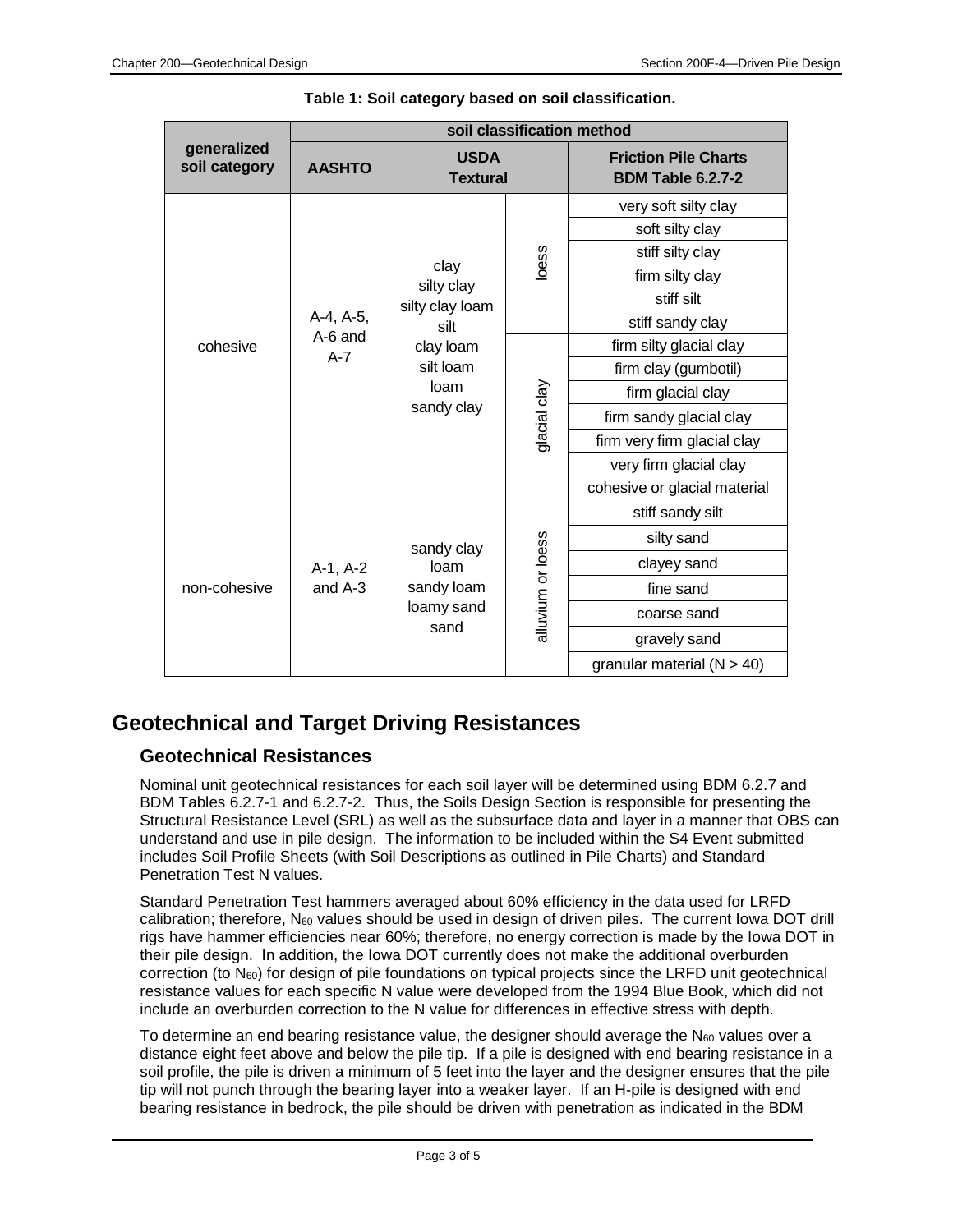**Table 1: Soil category based on soil classification.**

| generalized soil category | soil classification method | | | |
|---|---|---|---|---|
| | AASHTO | USDA Textural | | Friction Pile Charts BDM Table 6.2.7-2 |
| cohesive | A-4, A-5, A-6 and A-7 | clay, silty clay, silty clay loam, silt, clay loam, silt loam, loam, sandy clay | loess | very soft silty clay |
| | | | | soft silty clay |
| | | | | stiff silty clay |
| | | | | firm silty clay |
| | | | | stiff silt |
| | | | | stiff sandy clay |
| | | | glacial clay | firm silty glacial clay |
| | | | | firm clay (gumbotil) |
| | | | | firm glacial clay |
| | | | | firm sandy glacial clay |
| | | | | firm very firm glacial clay |
| | | | | very firm glacial clay |
| | | | | cohesive or glacial material |
| non-cohesive | A-1, A-2 and A-3 | sandy clay, loam, sandy loam, loamy sand, sand | alluvium or loess | stiff sandy silt |
| | | | | silty sand |
| | | | | clayey sand |
| | | | | fine sand |
| | | | | coarse sand |
| | | | | gravely sand |
| | | | | granular material (N > 40) |

# Geotechnical and Target Driving Resistances

## Geotechnical Resistances

Nominal unit geotechnical resistances for each soil layer will be determined using BDM 6.2.7 and BDM Tables 6.2.7-1 and 6.2.7-2. Thus, the Soils Design Section is responsible for presenting the Structural Resistance Level (SRL) as well as the subsurface data and layer in a manner that OBS can understand and use in pile design. The information to be included within the S4 Event submitted includes Soil Profile Sheets (with Soil Descriptions as outlined in Pile Charts) and Standard Penetration Test N values.

Standard Penetration Test hammers averaged about 60% efficiency in the data used for LRFD calibration; therefore, $N_{60}$ values should be used in design of driven piles. The current Iowa DOT drill rigs have hammer efficiencies near 60%; therefore, no energy correction is made by the Iowa DOT in their pile design. In addition, the Iowa DOT currently does not make the additional overburden correction (to $N_{60}$) for design of pile foundations on typical projects since the LRFD unit geotechnical resistance values for each specific N value were developed from the 1994 Blue Book, which did not include an overburden correction to the N value for differences in effective stress with depth.

To determine an end bearing resistance value, the designer should average the $N_{60}$ values over a distance eight feet above and below the pile tip. If a pile is designed with end bearing resistance in a soil profile, the pile is driven a minimum of 5 feet into the layer and the designer ensures that the pile tip will not punch through the bearing layer into a weaker layer. If an H-pile is designed with end bearing resistance in bedrock, the pile should be driven with penetration as indicated in the BDM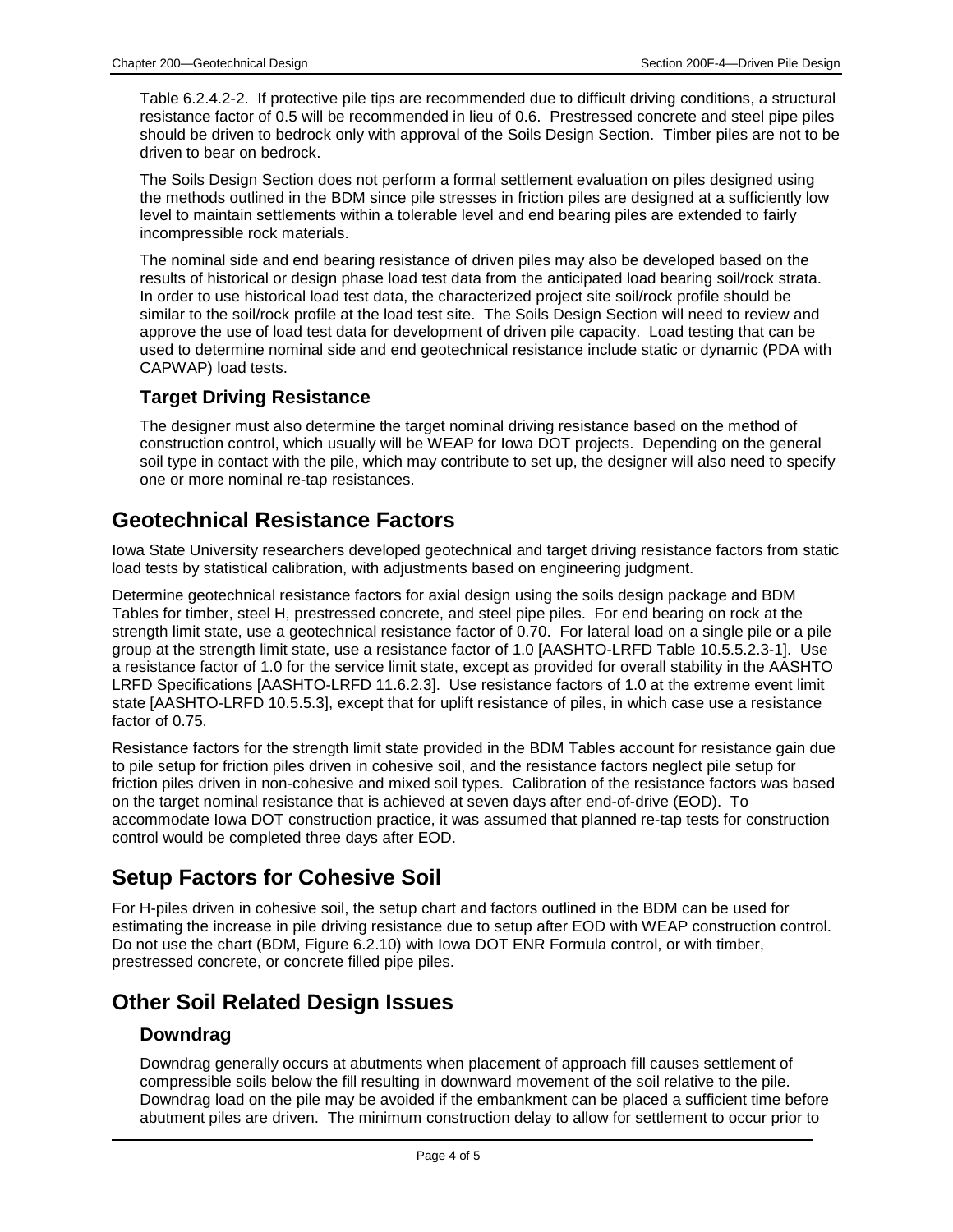Table 6.2.4.2-2. If protective pile tips are recommended due to difficult driving conditions, a structural resistance factor of 0.5 will be recommended in lieu of 0.6. Prestressed concrete and steel pipe piles should be driven to bedrock only with approval of the Soils Design Section. Timber piles are not to be driven to bear on bedrock.

The Soils Design Section does not perform a formal settlement evaluation on piles designed using the methods outlined in the BDM since pile stresses in friction piles are designed at a sufficiently low level to maintain settlements within a tolerable level and end bearing piles are extended to fairly incompressible rock materials.

The nominal side and end bearing resistance of driven piles may also be developed based on the results of historical or design phase load test data from the anticipated load bearing soil/rock strata. In order to use historical load test data, the characterized project site soil/rock profile should be similar to the soil/rock profile at the load test site. The Soils Design Section will need to review and approve the use of load test data for development of driven pile capacity. Load testing that can be used to determine nominal side and end geotechnical resistance include static or dynamic (PDA with CAPWAP) load tests.

### Target Driving Resistance

The designer must also determine the target nominal driving resistance based on the method of construction control, which usually will be WEAP for Iowa DOT projects. Depending on the general soil type in contact with the pile, which may contribute to set up, the designer will also need to specify one or more nominal re-tap resistances.

## Geotechnical Resistance Factors

Iowa State University researchers developed geotechnical and target driving resistance factors from static load tests by statistical calibration, with adjustments based on engineering judgment.

Determine geotechnical resistance factors for axial design using the soils design package and BDM Tables for timber, steel H, prestressed concrete, and steel pipe piles. For end bearing on rock at the strength limit state, use a geotechnical resistance factor of 0.70. For lateral load on a single pile or a pile group at the strength limit state, use a resistance factor of 1.0 [AASHTO-LRFD Table 10.5.5.2.3-1]. Use a resistance factor of 1.0 for the service limit state, except as provided for overall stability in the AASHTO LRFD Specifications [AASHTO-LRFD 11.6.2.3]. Use resistance factors of 1.0 at the extreme event limit state [AASHTO-LRFD 10.5.5.3], except that for uplift resistance of piles, in which case use a resistance factor of 0.75.

Resistance factors for the strength limit state provided in the BDM Tables account for resistance gain due to pile setup for friction piles driven in cohesive soil, and the resistance factors neglect pile setup for friction piles driven in non-cohesive and mixed soil types. Calibration of the resistance factors was based on the target nominal resistance that is achieved at seven days after end-of-drive (EOD). To accommodate Iowa DOT construction practice, it was assumed that planned re-tap tests for construction control would be completed three days after EOD.

## Setup Factors for Cohesive Soil

For H-piles driven in cohesive soil, the setup chart and factors outlined in the BDM can be used for estimating the increase in pile driving resistance due to setup after EOD with WEAP construction control. Do not use the chart (BDM, Figure 6.2.10) with Iowa DOT ENR Formula control, or with timber, prestressed concrete, or concrete filled pipe piles.

## Other Soil Related Design Issues

### Downdrag

Downdrag generally occurs at abutments when placement of approach fill causes settlement of compressible soils below the fill resulting in downward movement of the soil relative to the pile. Downdrag load on the pile may be avoided if the embankment can be placed a sufficient time before abutment piles are driven. The minimum construction delay to allow for settlement to occur prior to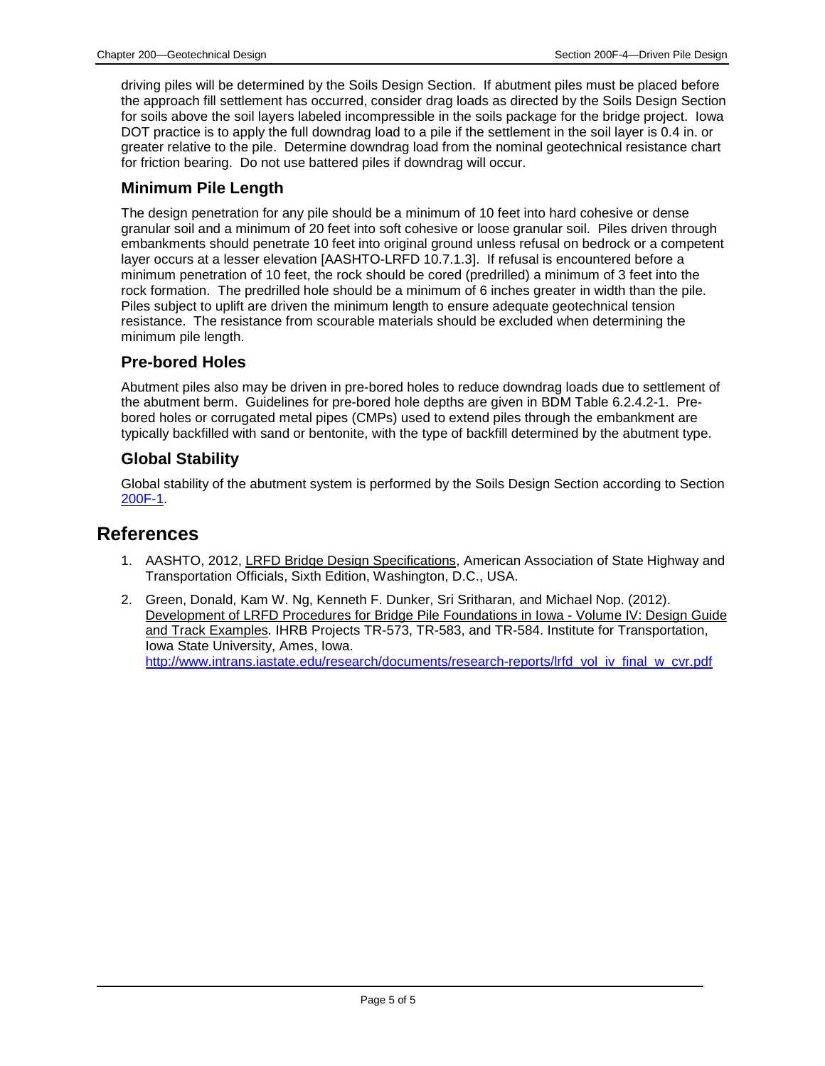driving piles will be determined by the Soils Design Section. If abutment piles must be placed before the approach fill settlement has occurred, consider drag loads as directed by the Soils Design Section for soils above the soil layers labeled incompressible in the soils package for the bridge project. Iowa DOT practice is to apply the full downdrag load to a pile if the settlement in the soil layer is 0.4 in. or greater relative to the pile. Determine downdrag load from the nominal geotechnical resistance chart for friction bearing. Do not use battered piles if downdrag will occur.

### Minimum Pile Length

The design penetration for any pile should be a minimum of 10 feet into hard cohesive or dense granular soil and a minimum of 20 feet into soft cohesive or loose granular soil. Piles driven through embankments should penetrate 10 feet into original ground unless refusal on bedrock or a competent layer occurs at a lesser elevation [AASHTO-LRFD 10.7.1.3]. If refusal is encountered before a minimum penetration of 10 feet, the rock should be cored (predrilled) a minimum of 3 feet into the rock formation. The predrilled hole should be a minimum of 6 inches greater in width than the pile. Piles subject to uplift are driven the minimum length to ensure adequate geotechnical tension resistance. The resistance from scourable materials should be excluded when determining the minimum pile length.

### Pre-bored Holes

Abutment piles also may be driven in pre-bored holes to reduce downdrag loads due to settlement of the abutment berm. Guidelines for pre-bored hole depths are given in BDM Table 6.2.4.2-1. Pre-bored holes or corrugated metal pipes (CMPs) used to extend piles through the embankment are typically backfilled with sand or bentonite, with the type of backfill determined by the abutment type.

### Global Stability

Global stability of the abutment system is performed by the Soils Design Section according to Section 200F-1.

## References

1. AASHTO, 2012, LRFD Bridge Design Specifications, American Association of State Highway and Transportation Officials, Sixth Edition, Washington, D.C., USA.
2. Green, Donald, Kam W. Ng, Kenneth F. Dunker, Sri Sritharan, and Michael Nop. (2012). Development of LRFD Procedures for Bridge Pile Foundations in Iowa - Volume IV: Design Guide and Track Examples. IHRB Projects TR-573, TR-583, and TR-584. Institute for Transportation, Iowa State University, Ames, Iowa. http://www.intrans.iastate.edu/research/documents/research-reports/lrfd_vol_iv_final_w_cvr.pdf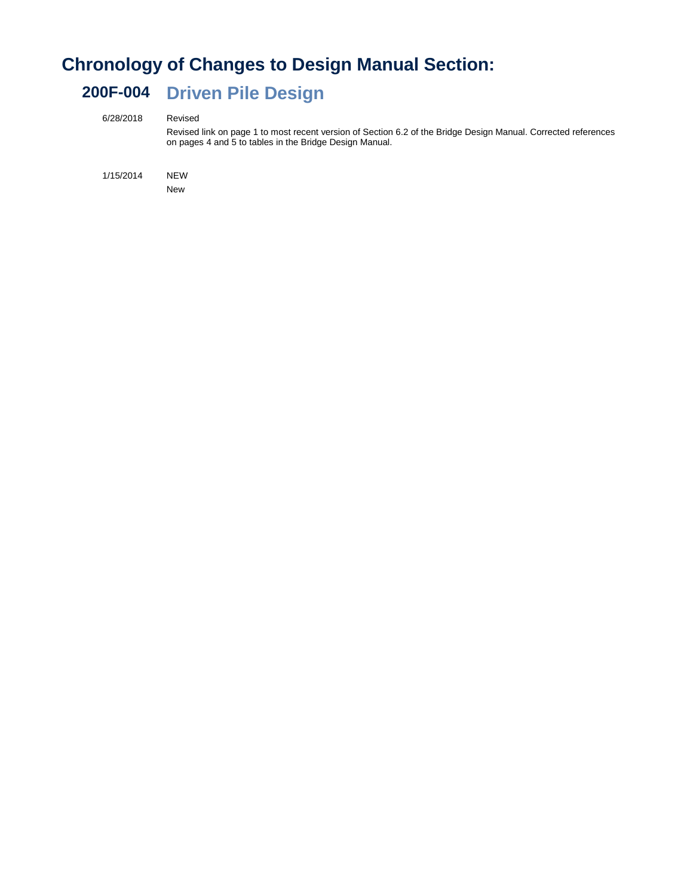# Chronology of Changes to Design Manual Section:

## 200F-004 Driven Pile Design

6/28/2018 Revised

Revised link on page 1 to most recent version of Section 6.2 of the Bridge Design Manual. Corrected references on pages 4 and 5 to tables in the Bridge Design Manual.

1/15/2014 NEW

New